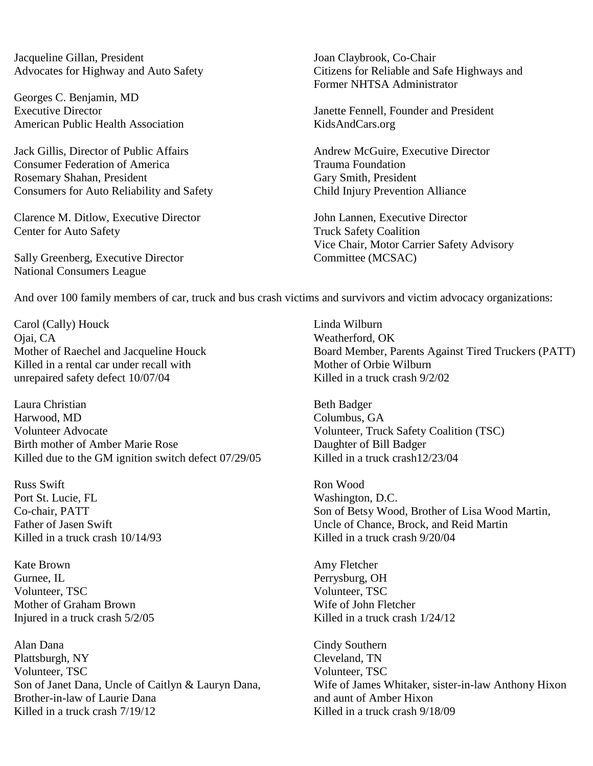Jacqueline Gillan, President
Advocates for Highway and Auto Safety

Georges C. Benjamin, MD
Executive Director
American Public Health Association

Jack Gillis, Director of Public Affairs
Consumer Federation of America
Rosemary Shahan, President
Consumers for Auto Reliability and Safety

Clarence M. Ditlow, Executive Director
Center for Auto Safety

Sally Greenberg, Executive Director
National Consumers League

Joan Claybrook, Co-Chair
Citizens for Reliable and Safe Highways and
Former NHTSA Administrator

Janette Fennell, Founder and President
KidsAndCars.org

Andrew McGuire, Executive Director
Trauma Foundation
Gary Smith, President
Child Injury Prevention Alliance

John Lannen, Executive Director
Truck Safety Coalition
Vice Chair, Motor Carrier Safety Advisory
Committee (MCSAC)

And over 100 family members of car, truck and bus crash victims and survivors and victim advocacy organizations:

Carol (Cally) Houck
Ojai, CA
Mother of Raechel and Jacqueline Houck
Killed in a rental car under recall with
unrepaired safety defect 10/07/04

Laura Christian
Harwood, MD
Volunteer Advocate
Birth mother of Amber Marie Rose
Killed due to the GM ignition switch defect 07/29/05

Russ Swift
Port St. Lucie, FL
Co-chair, PATT
Father of Jasen Swift
Killed in a truck crash 10/14/93

Kate Brown
Gurnee, IL
Volunteer, TSC
Mother of Graham Brown
Injured in a truck crash 5/2/05

Alan Dana
Plattsburgh, NY
Volunteer, TSC
Son of Janet Dana, Uncle of Caitlyn & Lauryn Dana,
Brother-in-law of Laurie Dana
Killed in a truck crash 7/19/12

Linda Wilburn
Weatherford, OK
Board Member, Parents Against Tired Truckers (PATT)
Mother of Orbie Wilburn
Killed in a truck crash 9/2/02

Beth Badger
Columbus, GA
Volunteer, Truck Safety Coalition (TSC)
Daughter of Bill Badger
Killed in a truck crash12/23/04

Ron Wood
Washington, D.C.
Son of Betsy Wood, Brother of Lisa Wood Martin,
Uncle of Chance, Brock, and Reid Martin
Killed in a truck crash 9/20/04

Amy Fletcher
Perrysburg, OH
Volunteer, TSC
Wife of John Fletcher
Killed in a truck crash 1/24/12

Cindy Southern
Cleveland, TN
Volunteer, TSC
Wife of James Whitaker, sister-in-law Anthony Hixon
and aunt of Amber Hixon
Killed in a truck crash 9/18/09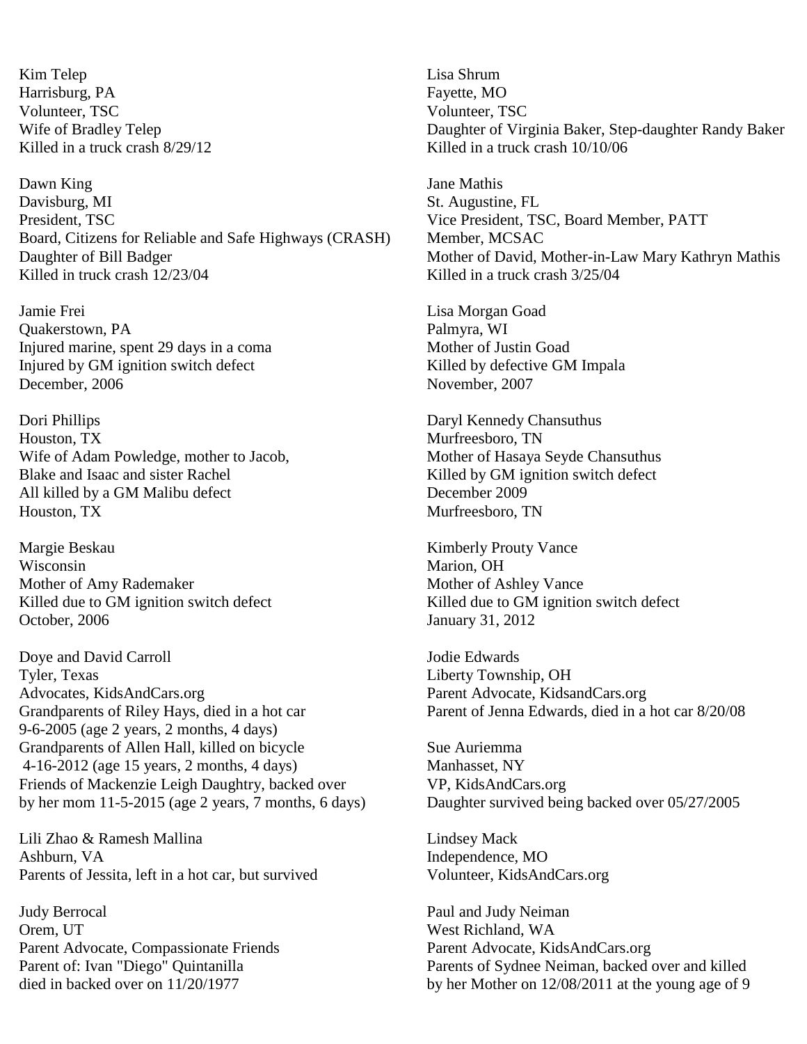Kim Telep
Harrisburg, PA
Volunteer, TSC
Wife of Bradley Telep
Killed in a truck crash 8/29/12

Lisa Shrum
Fayette, MO
Volunteer, TSC
Daughter of Virginia Baker, Step-daughter Randy Baker
Killed in a truck crash 10/10/06

Dawn King
Davisburg, MI
President, TSC
Board, Citizens for Reliable and Safe Highways (CRASH)
Daughter of Bill Badger
Killed in truck crash 12/23/04

Jane Mathis
St. Augustine, FL
Vice President, TSC, Board Member, PATT
Member, MCSAC
Mother of David, Mother-in-Law Mary Kathryn Mathis
Killed in a truck crash 3/25/04

Jamie Frei
Quakerstown, PA
Injured marine, spent 29 days in a coma
Injured by GM ignition switch defect
December, 2006

Lisa Morgan Goad
Palmyra, WI
Mother of Justin Goad
Killed by defective GM Impala
November, 2007

Dori Phillips
Houston, TX
Wife of Adam Powledge, mother to Jacob,
Blake and Isaac and sister Rachel
All killed by a GM Malibu defect
Houston, TX

Daryl Kennedy Chansuthus
Murfreesboro, TN
Mother of Hasaya Seyde Chansuthus
Killed by GM ignition switch defect
December 2009
Murfreesboro, TN

Margie Beskau
Wisconsin
Mother of Amy Rademaker
Killed due to GM ignition switch defect
October, 2006

Kimberly Prouty Vance
Marion, OH
Mother of Ashley Vance
Killed due to GM ignition switch defect
January 31, 2012

Doye and David Carroll
Tyler, Texas
Advocates, KidsAndCars.org
Grandparents of Riley Hays, died in a hot car
9-6-2005 (age 2 years, 2 months, 4 days)
Grandparents of Allen Hall, killed on bicycle
4-16-2012 (age 15 years, 2 months, 4 days)
Friends of Mackenzie Leigh Daughtry, backed over
by her mom 11-5-2015 (age 2 years, 7 months, 6 days)

Jodie Edwards
Liberty Township, OH
Parent Advocate, KidsandCars.org
Parent of Jenna Edwards, died in a hot car 8/20/08

Sue Auriemma
Manhasset, NY
VP, KidsAndCars.org
Daughter survived being backed over 05/27/2005

Lili Zhao & Ramesh Mallina
Ashburn, VA
Parents of Jessita, left in a hot car, but survived

Lindsey Mack
Independence, MO
Volunteer, KidsAndCars.org

Judy Berrocal
Orem, UT
Parent Advocate, Compassionate Friends
Parent of: Ivan "Diego" Quintanilla
died in backed over on 11/20/1977

Paul and Judy Neiman
West Richland, WA
Parent Advocate, KidsAndCars.org
Parents of Sydnee Neiman, backed over and killed
by her Mother on 12/08/2011 at the young age of 9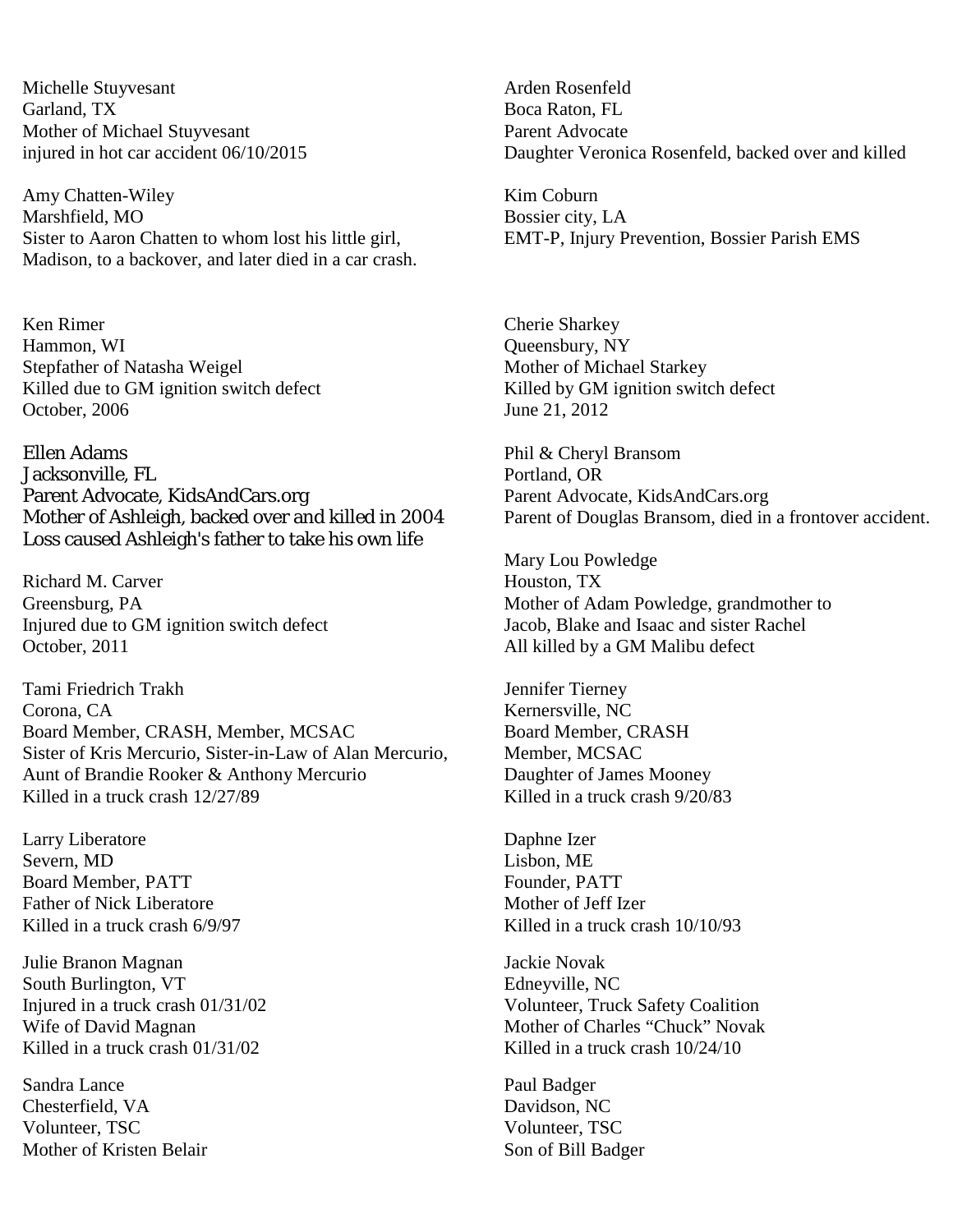Michelle Stuyvesant
Garland, TX
Mother of Michael Stuyvesant
injured in hot car accident 06/10/2015

Amy Chatten-Wiley
Marshfield, MO
Sister to Aaron Chatten to whom lost his little girl, Madison, to a backover, and later died in a car crash.

Ken Rimer
Hammon, WI
Stepfather of Natasha Weigel
Killed due to GM ignition switch defect
October, 2006

Ellen Adams
Jacksonville, FL
Parent Advocate, KidsAndCars.org
Mother of Ashleigh, backed over and killed in 2004
Loss caused Ashleigh's father to take his own life

Richard M. Carver
Greensburg, PA
Injured due to GM ignition switch defect
October, 2011

Tami Friedrich Trakh
Corona, CA
Board Member, CRASH, Member, MCSAC
Sister of Kris Mercurio, Sister-in-Law of Alan Mercurio,
Aunt of Brandie Rooker & Anthony Mercurio
Killed in a truck crash 12/27/89

Larry Liberatore
Severn, MD
Board Member, PATT
Father of Nick Liberatore
Killed in a truck crash 6/9/97

Julie Branon Magnan
South Burlington, VT
Injured in a truck crash 01/31/02
Wife of David Magnan
Killed in a truck crash 01/31/02

Sandra Lance
Chesterfield, VA
Volunteer, TSC
Mother of Kristen Belair

Arden Rosenfeld
Boca Raton, FL
Parent Advocate
Daughter Veronica Rosenfeld, backed over and killed

Kim Coburn
Bossier city, LA
EMT-P, Injury Prevention, Bossier Parish EMS

Cherie Sharkey
Queensbury, NY
Mother of Michael Starkey
Killed by GM ignition switch defect
June 21, 2012

Phil & Cheryl Bransom
Portland, OR
Parent Advocate, KidsAndCars.org
Parent of Douglas Bransom, died in a frontover accident.

Mary Lou Powledge
Houston, TX
Mother of Adam Powledge, grandmother to
Jacob, Blake and Isaac and sister Rachel
All killed by a GM Malibu defect

Jennifer Tierney
Kernersville, NC
Board Member, CRASH
Member, MCSAC
Daughter of James Mooney
Killed in a truck crash 9/20/83

Daphne Izer
Lisbon, ME
Founder, PATT
Mother of Jeff Izer
Killed in a truck crash 10/10/93

Jackie Novak
Edneyville, NC
Volunteer, Truck Safety Coalition
Mother of Charles “Chuck” Novak
Killed in a truck crash 10/24/10

Paul Badger
Davidson, NC
Volunteer, TSC
Son of Bill Badger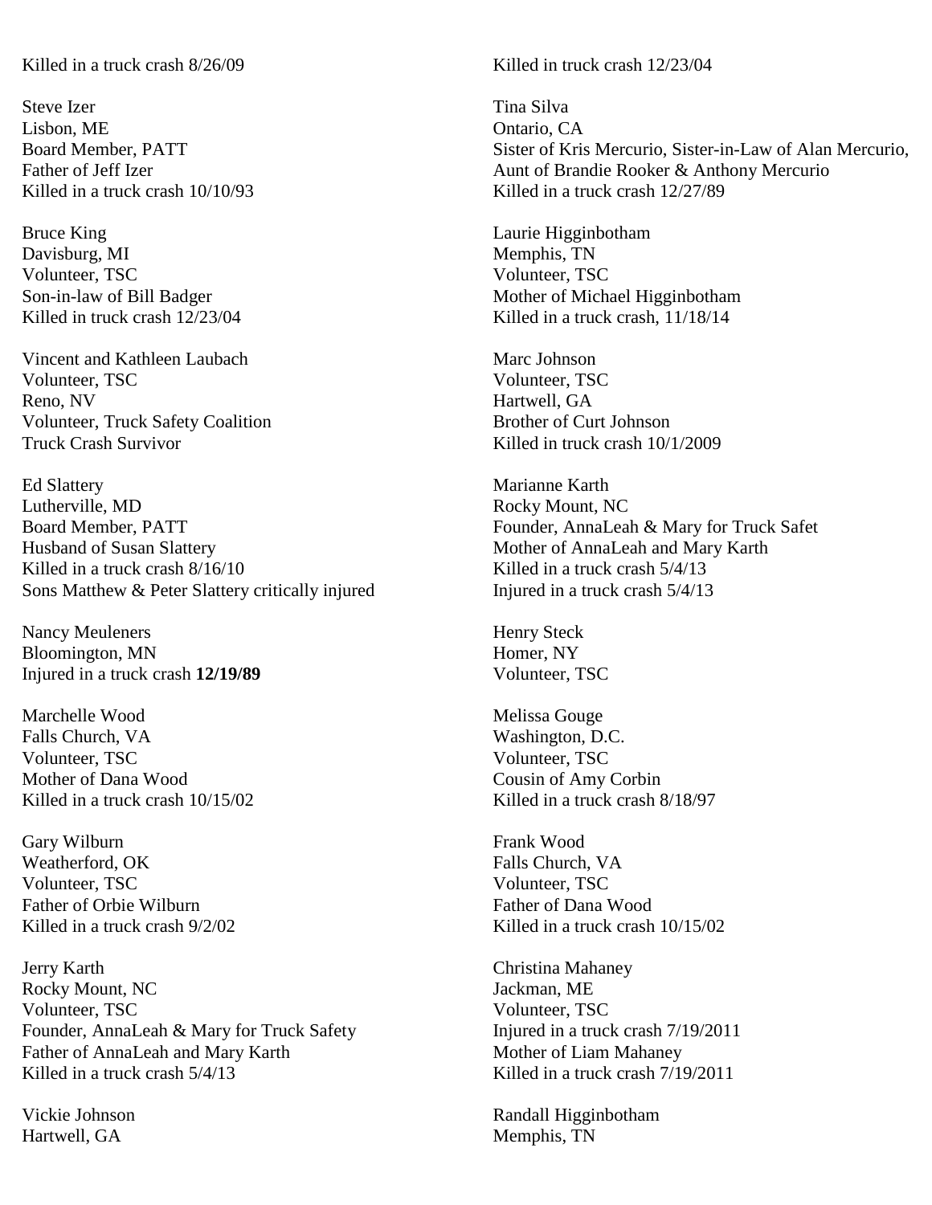Killed in a truck crash 8/26/09

Steve Izer
Lisbon, ME
Board Member, PATT
Father of Jeff Izer
Killed in a truck crash 10/10/93

Bruce King
Davisburg, MI
Volunteer, TSC
Son-in-law of Bill Badger
Killed in truck crash 12/23/04

Vincent and Kathleen Laubach
Volunteer, TSC
Reno, NV
Volunteer, Truck Safety Coalition
Truck Crash Survivor

Ed Slattery
Lutherville, MD
Board Member, PATT
Husband of Susan Slattery
Killed in a truck crash 8/16/10
Sons Matthew & Peter Slattery critically injured

Nancy Meuleners
Bloomington, MN
Injured in a truck crash **12/19/89**

Marchelle Wood
Falls Church, VA
Volunteer, TSC
Mother of Dana Wood
Killed in a truck crash 10/15/02

Gary Wilburn
Weatherford, OK
Volunteer, TSC
Father of Orbie Wilburn
Killed in a truck crash 9/2/02

Jerry Karth
Rocky Mount, NC
Volunteer, TSC
Founder, AnnaLeah & Mary for Truck Safety
Father of AnnaLeah and Mary Karth
Killed in a truck crash 5/4/13

Vickie Johnson
Hartwell, GA

Killed in truck crash 12/23/04

Tina Silva
Ontario, CA
Sister of Kris Mercurio, Sister-in-Law of Alan Mercurio,
Aunt of Brandie Rooker & Anthony Mercurio
Killed in a truck crash 12/27/89

Laurie Higginbotham
Memphis, TN
Volunteer, TSC
Mother of Michael Higginbotham
Killed in a truck crash, 11/18/14

Marc Johnson
Volunteer, TSC
Hartwell, GA
Brother of Curt Johnson
Killed in truck crash 10/1/2009

Marianne Karth
Rocky Mount, NC
Founder, AnnaLeah & Mary for Truck Safet
Mother of AnnaLeah and Mary Karth
Killed in a truck crash 5/4/13
Injured in a truck crash 5/4/13

Henry Steck
Homer, NY
Volunteer, TSC

Melissa Gouge
Washington, D.C.
Volunteer, TSC
Cousin of Amy Corbin
Killed in a truck crash 8/18/97

Frank Wood
Falls Church, VA
Volunteer, TSC
Father of Dana Wood
Killed in a truck crash 10/15/02

Christina Mahaney
Jackman, ME
Volunteer, TSC
Injured in a truck crash 7/19/2011
Mother of Liam Mahaney
Killed in a truck crash 7/19/2011

Randall Higginbotham
Memphis, TN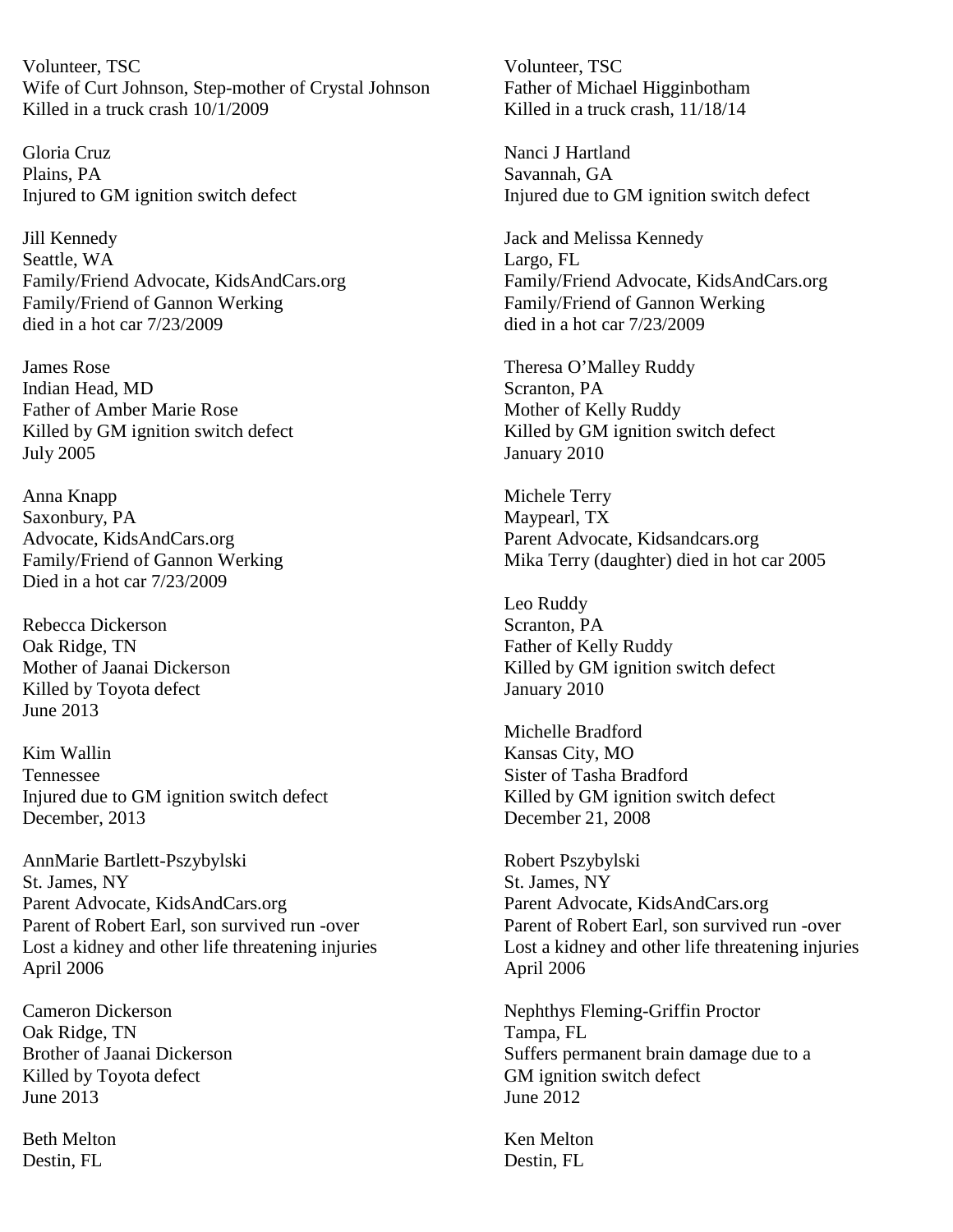Volunteer, TSC
Wife of Curt Johnson, Step-mother of Crystal Johnson
Killed in a truck crash 10/1/2009

Gloria Cruz
Plains, PA
Injured to GM ignition switch defect

Jill Kennedy
Seattle, WA
Family/Friend Advocate, KidsAndCars.org
Family/Friend of Gannon Werking
died in a hot car 7/23/2009

James Rose
Indian Head, MD
Father of Amber Marie Rose
Killed by GM ignition switch defect
July 2005

Anna Knapp
Saxonbury, PA
Advocate, KidsAndCars.org
Family/Friend of Gannon Werking
Died in a hot car 7/23/2009

Rebecca Dickerson
Oak Ridge, TN
Mother of Jaanai Dickerson
Killed by Toyota defect
June 2013

Kim Wallin
Tennessee
Injured due to GM ignition switch defect
December, 2013

AnnMarie Bartlett-Pszybylski
St. James, NY
Parent Advocate, KidsAndCars.org
Parent of Robert Earl, son survived run -over
Lost a kidney and other life threatening injuries
April 2006

Cameron Dickerson
Oak Ridge, TN
Brother of Jaanai Dickerson
Killed by Toyota defect
June 2013

Beth Melton
Destin, FL

Volunteer, TSC
Father of Michael Higginbotham
Killed in a truck crash, 11/18/14

Nanci J Hartland
Savannah, GA
Injured due to GM ignition switch defect

Jack and Melissa Kennedy
Largo, FL
Family/Friend Advocate, KidsAndCars.org
Family/Friend of Gannon Werking
died in a hot car 7/23/2009

Theresa O'Malley Ruddy
Scranton, PA
Mother of Kelly Ruddy
Killed by GM ignition switch defect
January 2010

Michele Terry
Maypearl, TX
Parent Advocate, Kidsandcars.org
Mika Terry (daughter) died in hot car 2005

Leo Ruddy
Scranton, PA
Father of Kelly Ruddy
Killed by GM ignition switch defect
January 2010

Michelle Bradford
Kansas City, MO
Sister of Tasha Bradford
Killed by GM ignition switch defect
December 21, 2008

Robert Pszybylski
St. James, NY
Parent Advocate, KidsAndCars.org
Parent of Robert Earl, son survived run -over
Lost a kidney and other life threatening injuries
April 2006

Nephthys Fleming-Griffin Proctor
Tampa, FL
Suffers permanent brain damage due to a
GM ignition switch defect
June 2012

Ken Melton
Destin, FL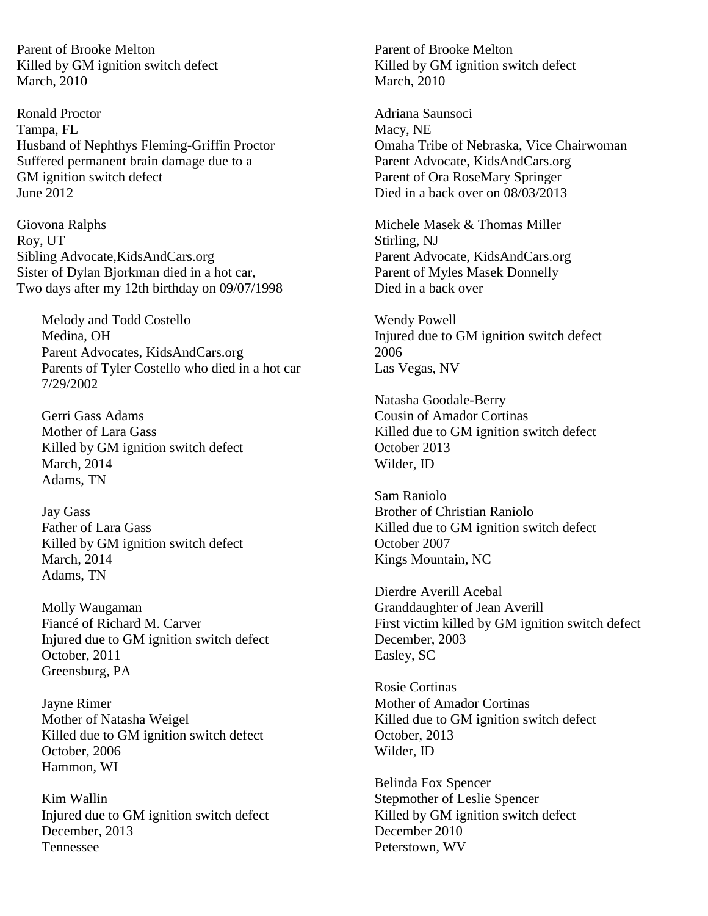Parent of Brooke Melton
Killed by GM ignition switch defect
March, 2010

Ronald Proctor
Tampa, FL
Husband of Nephthys Fleming-Griffin Proctor
Suffered permanent brain damage due to a GM ignition switch defect
June 2012

Giovona Ralphs
Roy, UT
Sibling Advocate,KidsAndCars.org
Sister of Dylan Bjorkman died in a hot car,
Two days after my 12th birthday on 09/07/1998

Melody and Todd Costello
Medina, OH
Parent Advocates, KidsAndCars.org
Parents of Tyler Costello who died in a hot car
7/29/2002

Gerri Gass Adams
Mother of Lara Gass
Killed by GM ignition switch defect
March, 2014
Adams, TN

Jay Gass
Father of Lara Gass
Killed by GM ignition switch defect
March, 2014
Adams, TN

Molly Waugaman
Fiancé of Richard M. Carver
Injured due to GM ignition switch defect
October, 2011
Greensburg, PA

Jayne Rimer
Mother of Natasha Weigel
Killed due to GM ignition switch defect
October, 2006
Hammon, WI

Kim Wallin
Injured due to GM ignition switch defect
December, 2013
Tennessee

Parent of Brooke Melton
Killed by GM ignition switch defect
March, 2010

Adriana Saunsoci
Macy, NE
Omaha Tribe of Nebraska, Vice Chairwoman
Parent Advocate, KidsAndCars.org
Parent of Ora RoseMary Springer
Died in a back over on 08/03/2013

Michele Masek & Thomas Miller
Stirling, NJ
Parent Advocate, KidsAndCars.org
Parent of Myles Masek Donnelly
Died in a back over

Wendy Powell
Injured due to GM ignition switch defect
2006
Las Vegas, NV

Natasha Goodale-Berry
Cousin of Amador Cortinas
Killed due to GM ignition switch defect
October 2013
Wilder, ID

Sam Raniolo
Brother of Christian Raniolo
Killed due to GM ignition switch defect
October 2007
Kings Mountain, NC

Dierdre Averill Acebal
Granddaughter of Jean Averill
First victim killed by GM ignition switch defect
December, 2003
Easley, SC

Rosie Cortinas
Mother of Amador Cortinas
Killed due to GM ignition switch defect
October, 2013
Wilder, ID

Belinda Fox Spencer
Stepmother of Leslie Spencer
Killed by GM ignition switch defect
December 2010
Peterstown, WV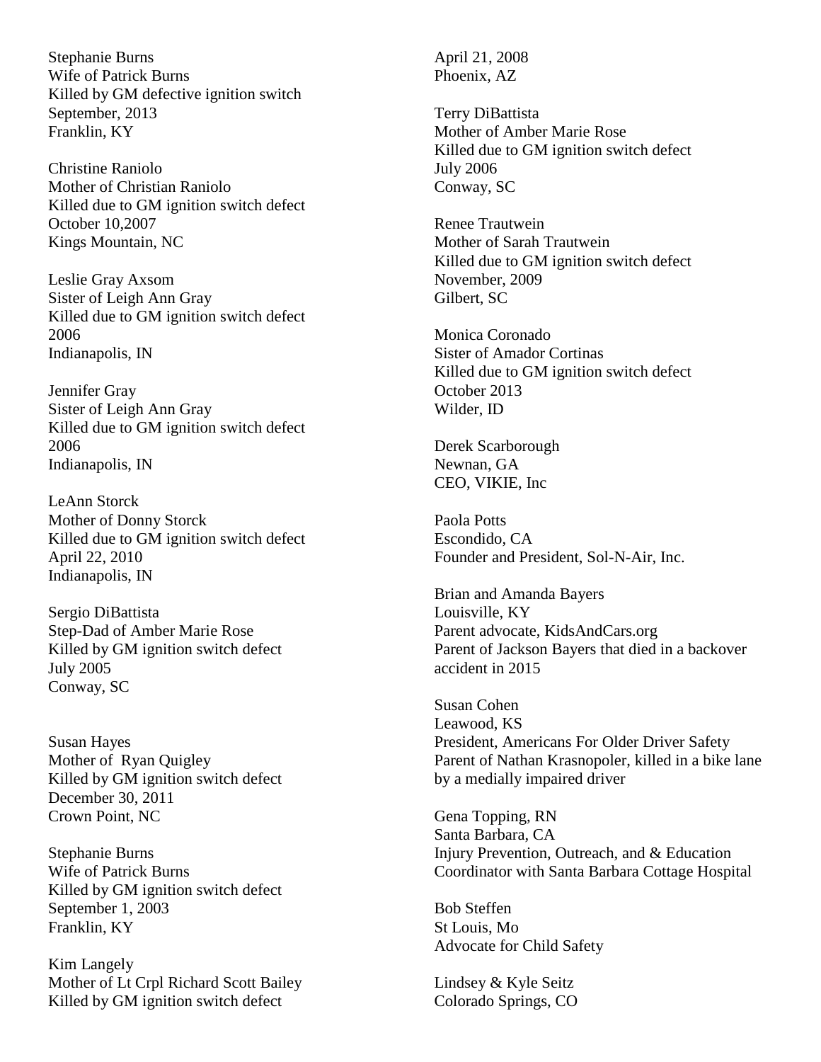Stephanie Burns
Wife of Patrick Burns
Killed by GM defective ignition switch
September, 2013
Franklin, KY

Christine Raniolo
Mother of Christian Raniolo
Killed due to GM ignition switch defect
October 10,2007
Kings Mountain, NC

Leslie Gray Axsom
Sister of Leigh Ann Gray
Killed due to GM ignition switch defect
2006
Indianapolis, IN

Jennifer Gray
Sister of Leigh Ann Gray
Killed due to GM ignition switch defect
2006
Indianapolis, IN

LeAnn Storck
Mother of Donny Storck
Killed due to GM ignition switch defect
April 22, 2010
Indianapolis, IN

Sergio DiBattista
Step-Dad of Amber Marie Rose
Killed by GM ignition switch defect
July 2005
Conway, SC

Susan Hayes
Mother of Ryan Quigley
Killed by GM ignition switch defect
December 30, 2011
Crown Point, NC

Stephanie Burns
Wife of Patrick Burns
Killed by GM ignition switch defect
September 1, 2003
Franklin, KY

Kim Langely
Mother of Lt Crpl Richard Scott Bailey
Killed by GM ignition switch defect
April 21, 2008
Phoenix, AZ

Terry DiBattista
Mother of Amber Marie Rose
Killed due to GM ignition switch defect
July 2006
Conway, SC

Renee Trautwein
Mother of Sarah Trautwein
Killed due to GM ignition switch defect
November, 2009
Gilbert, SC

Monica Coronado
Sister of Amador Cortinas
Killed due to GM ignition switch defect
October 2013
Wilder, ID

Derek Scarborough
Newnan, GA
CEO, VIKIE, Inc

Paola Potts
Escondido, CA
Founder and President, Sol-N-Air, Inc.

Brian and Amanda Bayers
Louisville, KY
Parent advocate, KidsAndCars.org
Parent of Jackson Bayers that died in a backover accident in 2015

Susan Cohen
Leawood, KS
President, Americans For Older Driver Safety
Parent of Nathan Krasnopoler, killed in a bike lane by a medially impaired driver

Gena Topping, RN
Santa Barbara, CA
Injury Prevention, Outreach, and & Education Coordinator with Santa Barbara Cottage Hospital

Bob Steffen
St Louis, Mo
Advocate for Child Safety

Lindsey & Kyle Seitz
Colorado Springs, CO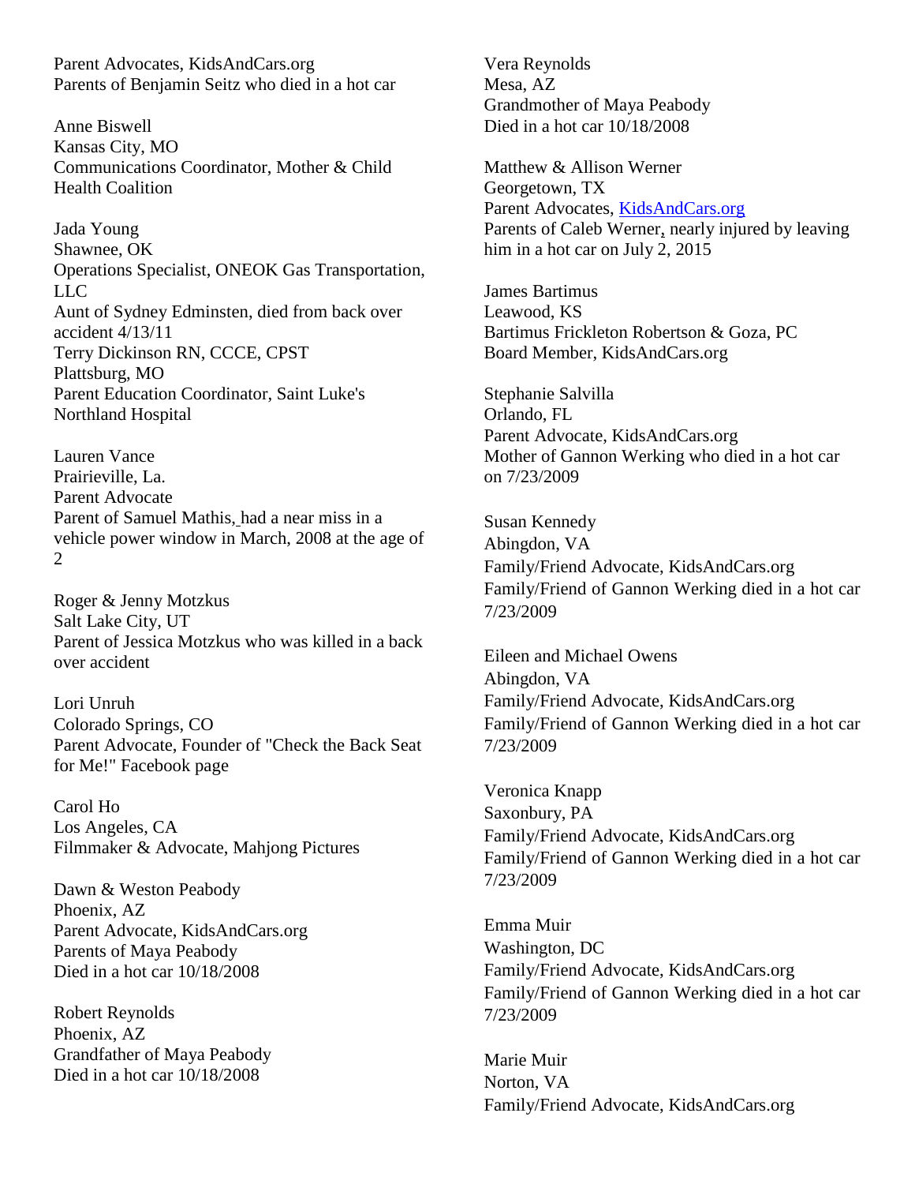Parent Advocates, KidsAndCars.org
Parents of Benjamin Seitz who died in a hot car

Anne Biswell
Kansas City, MO
Communications Coordinator, Mother & Child Health Coalition

Jada Young
Shawnee, OK
Operations Specialist, ONEOK Gas Transportation, LLC
Aunt of Sydney Edminsten, died from back over accident 4/13/11

Terry Dickinson RN, CCCE, CPST
Plattsburg, MO
Parent Education Coordinator, Saint Luke's Northland Hospital

Lauren Vance
Prairieville, La.
Parent Advocate
Parent of Samuel Mathis, had a near miss in a vehicle power window in March, 2008 at the age of 2

Roger & Jenny Motzkus
Salt Lake City, UT
Parent of Jessica Motzkus who was killed in a back over accident

Lori Unruh
Colorado Springs, CO
Parent Advocate, Founder of "Check the Back Seat for Me!" Facebook page

Carol Ho
Los Angeles, CA
Filmmaker & Advocate, Mahjong Pictures

Dawn & Weston Peabody
Phoenix, AZ
Parent Advocate, KidsAndCars.org
Parents of Maya Peabody
Died in a hot car 10/18/2008

Robert Reynolds
Phoenix, AZ
Grandfather of Maya Peabody
Died in a hot car 10/18/2008

Vera Reynolds
Mesa, AZ
Grandmother of Maya Peabody
Died in a hot car 10/18/2008

Matthew & Allison Werner
Georgetown, TX
Parent Advocates, KidsAndCars.org
Parents of Caleb Werner, nearly injured by leaving him in a hot car on July 2, 2015

James Bartimus
Leawood, KS
Bartimus Frickleton Robertson & Goza, PC
Board Member, KidsAndCars.org

Stephanie Salvilla
Orlando, FL
Parent Advocate, KidsAndCars.org
Mother of Gannon Werking who died in a hot car on 7/23/2009

Susan Kennedy
Abingdon, VA
Family/Friend Advocate, KidsAndCars.org
Family/Friend of Gannon Werking died in a hot car 7/23/2009

Eileen and Michael Owens
Abingdon, VA
Family/Friend Advocate, KidsAndCars.org
Family/Friend of Gannon Werking died in a hot car 7/23/2009

Veronica Knapp
Saxonbury, PA
Family/Friend Advocate, KidsAndCars.org
Family/Friend of Gannon Werking died in a hot car 7/23/2009

Emma Muir
Washington, DC
Family/Friend Advocate, KidsAndCars.org
Family/Friend of Gannon Werking died in a hot car 7/23/2009

Marie Muir
Norton, VA
Family/Friend Advocate, KidsAndCars.org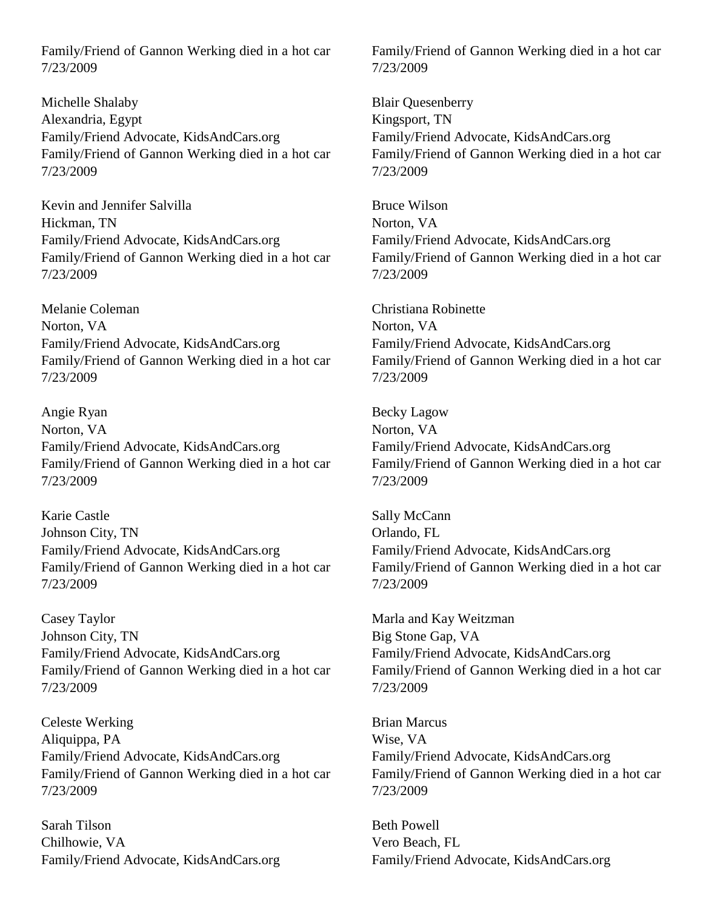Family/Friend of Gannon Werking died in a hot car
7/23/2009

Michelle Shalaby
Alexandria, Egypt
Family/Friend Advocate, KidsAndCars.org
Family/Friend of Gannon Werking died in a hot car
7/23/2009

Kevin and Jennifer Salvilla
Hickman, TN
Family/Friend Advocate, KidsAndCars.org
Family/Friend of Gannon Werking died in a hot car
7/23/2009

Melanie Coleman
Norton, VA
Family/Friend Advocate, KidsAndCars.org
Family/Friend of Gannon Werking died in a hot car
7/23/2009

Angie Ryan
Norton, VA
Family/Friend Advocate, KidsAndCars.org
Family/Friend of Gannon Werking died in a hot car
7/23/2009

Karie Castle
Johnson City, TN
Family/Friend Advocate, KidsAndCars.org
Family/Friend of Gannon Werking died in a hot car
7/23/2009

Casey Taylor
Johnson City, TN
Family/Friend Advocate, KidsAndCars.org
Family/Friend of Gannon Werking died in a hot car
7/23/2009

Celeste Werking
Aliquippa, PA
Family/Friend Advocate, KidsAndCars.org
Family/Friend of Gannon Werking died in a hot car
7/23/2009

Sarah Tilson
Chilhowie, VA
Family/Friend Advocate, KidsAndCars.org

Family/Friend of Gannon Werking died in a hot car
7/23/2009

Blair Quesenberry
Kingsport, TN
Family/Friend Advocate, KidsAndCars.org
Family/Friend of Gannon Werking died in a hot car
7/23/2009

Bruce Wilson
Norton, VA
Family/Friend Advocate, KidsAndCars.org
Family/Friend of Gannon Werking died in a hot car
7/23/2009

Christiana Robinette
Norton, VA
Family/Friend Advocate, KidsAndCars.org
Family/Friend of Gannon Werking died in a hot car
7/23/2009

Becky Lagow
Norton, VA
Family/Friend Advocate, KidsAndCars.org
Family/Friend of Gannon Werking died in a hot car
7/23/2009

Sally McCann
Orlando, FL
Family/Friend Advocate, KidsAndCars.org
Family/Friend of Gannon Werking died in a hot car
7/23/2009

Marla and Kay Weitzman
Big Stone Gap, VA
Family/Friend Advocate, KidsAndCars.org
Family/Friend of Gannon Werking died in a hot car
7/23/2009

Brian Marcus
Wise, VA
Family/Friend Advocate, KidsAndCars.org
Family/Friend of Gannon Werking died in a hot car
7/23/2009

Beth Powell
Vero Beach, FL
Family/Friend Advocate, KidsAndCars.org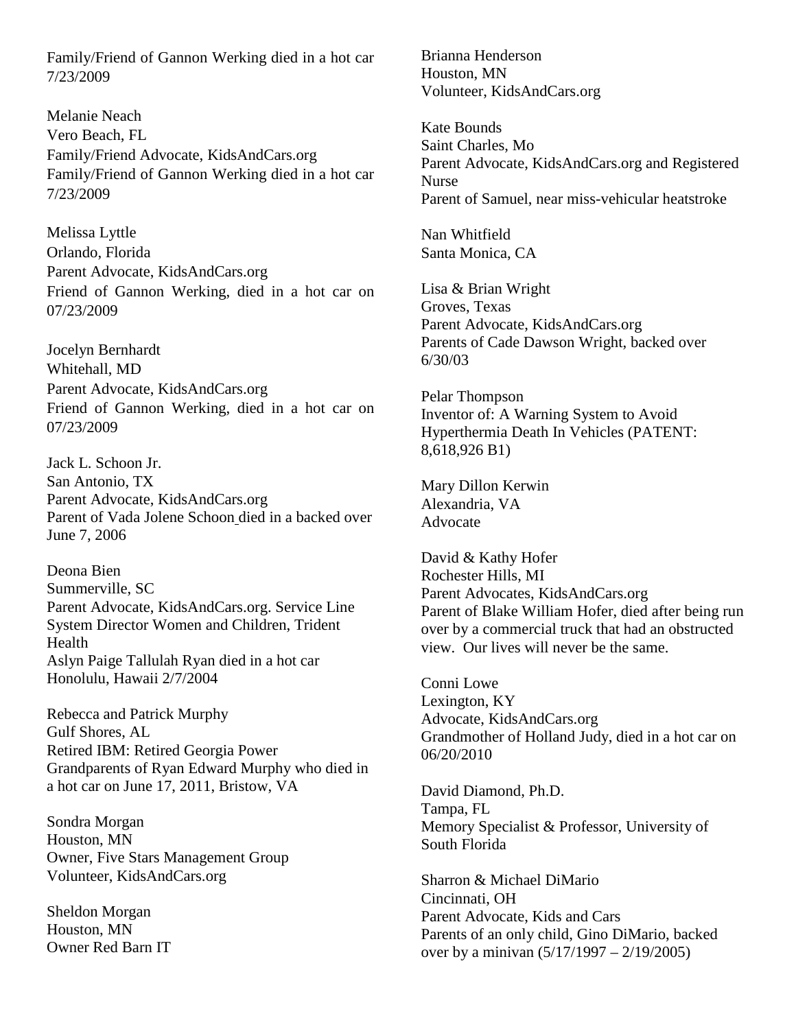Family/Friend of Gannon Werking died in a hot car 7/23/2009

Melanie Neach
Vero Beach, FL
Family/Friend Advocate, KidsAndCars.org
Family/Friend of Gannon Werking died in a hot car 7/23/2009

Melissa Lyttle
Orlando, Florida
Parent Advocate, KidsAndCars.org
Friend of Gannon Werking, died in a hot car on 07/23/2009

Jocelyn Bernhardt
Whitehall, MD
Parent Advocate, KidsAndCars.org
Friend of Gannon Werking, died in a hot car on 07/23/2009

Jack L. Schoon Jr.
San Antonio, TX
Parent Advocate, KidsAndCars.org
Parent of Vada Jolene Schoon died in a backed over June 7, 2006

Deona Bien
Summerville, SC
Parent Advocate, KidsAndCars.org. Service Line System Director Women and Children, Trident Health
Aslyn Paige Tallulah Ryan died in a hot car Honolulu, Hawaii 2/7/2004

Rebecca and Patrick Murphy
Gulf Shores, AL
Retired IBM: Retired Georgia Power
Grandparents of Ryan Edward Murphy who died in a hot car on June 17, 2011, Bristow, VA

Sondra Morgan
Houston, MN
Owner, Five Stars Management Group
Volunteer, KidsAndCars.org

Sheldon Morgan
Houston, MN
Owner Red Barn IT

Brianna Henderson
Houston, MN
Volunteer, KidsAndCars.org

Kate Bounds
Saint Charles, Mo
Parent Advocate, KidsAndCars.org and Registered Nurse
Parent of Samuel, near miss-vehicular heatstroke

Nan Whitfield
Santa Monica, CA

Lisa & Brian Wright
Groves, Texas
Parent Advocate, KidsAndCars.org
Parents of Cade Dawson Wright, backed over 6/30/03

Pelar Thompson
Inventor of: A Warning System to Avoid Hyperthermia Death In Vehicles (PATENT: 8,618,926 B1)

Mary Dillon Kerwin
Alexandria, VA
Advocate

David & Kathy Hofer
Rochester Hills, MI
Parent Advocates, KidsAndCars.org
Parent of Blake William Hofer, died after being run over by a commercial truck that had an obstructed view. Our lives will never be the same.

Conni Lowe
Lexington, KY
Advocate, KidsAndCars.org
Grandmother of Holland Judy, died in a hot car on 06/20/2010

David Diamond, Ph.D.
Tampa, FL
Memory Specialist & Professor, University of South Florida

Sharron & Michael DiMario
Cincinnati, OH
Parent Advocate, Kids and Cars
Parents of an only child, Gino DiMario, backed over by a minivan (5/17/1997 – 2/19/2005)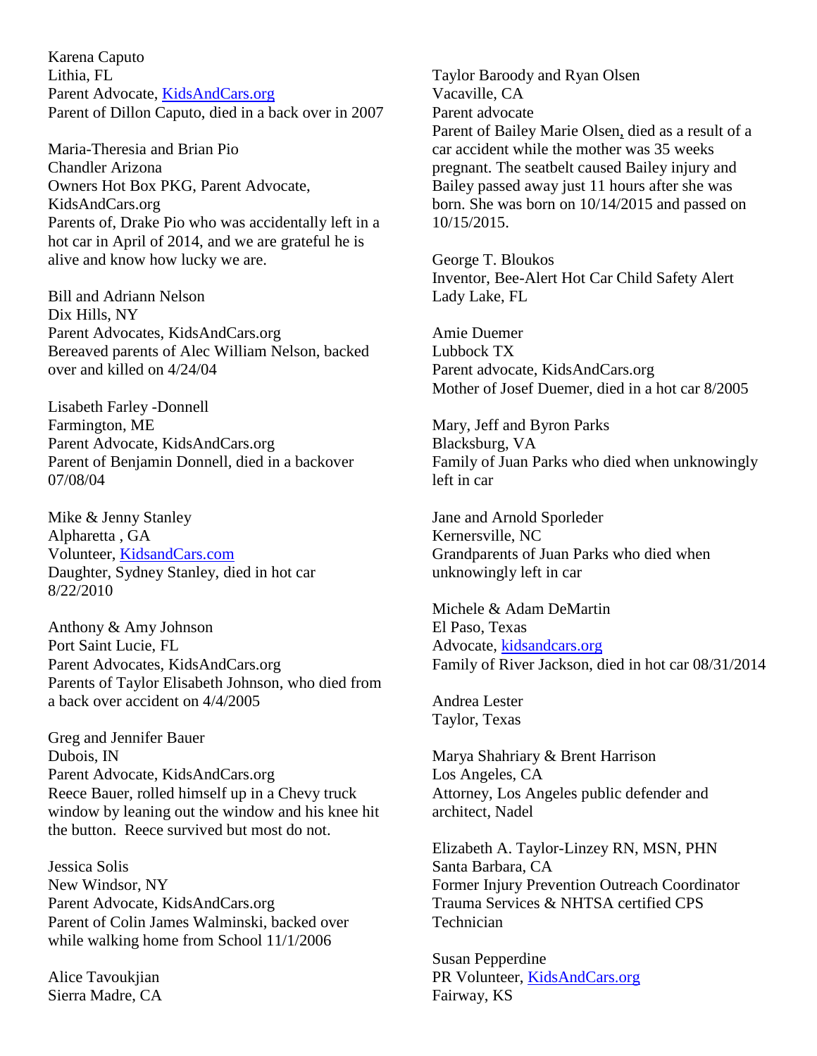Karena Caputo
Lithia, FL
Parent Advocate, KidsAndCars.org
Parent of Dillon Caputo, died in a back over in 2007

Maria-Theresia and Brian Pio
Chandler Arizona
Owners Hot Box PKG, Parent Advocate, KidsAndCars.org
Parents of, Drake Pio who was accidentally left in a hot car in April of 2014, and we are grateful he is alive and know how lucky we are.

Bill and Adriann Nelson
Dix Hills, NY
Parent Advocates, KidsAndCars.org
Bereaved parents of Alec William Nelson, backed over and killed on 4/24/04

Lisabeth Farley -Donnell
Farmington, ME
Parent Advocate, KidsAndCars.org
Parent of Benjamin Donnell, died in a backover 07/08/04

Mike & Jenny Stanley
Alpharetta , GA
Volunteer, KidsandCars.com
Daughter, Sydney Stanley, died in hot car 8/22/2010

Anthony & Amy Johnson
Port Saint Lucie, FL
Parent Advocates, KidsAndCars.org
Parents of Taylor Elisabeth Johnson, who died from a back over accident on 4/4/2005

Greg and Jennifer Bauer
Dubois, IN
Parent Advocate, KidsAndCars.org
Reece Bauer, rolled himself up in a Chevy truck window by leaning out the window and his knee hit the button. Reece survived but most do not.

Jessica Solis
New Windsor, NY
Parent Advocate, KidsAndCars.org
Parent of Colin James Walminski, backed over while walking home from School 11/1/2006

Alice Tavoukjian
Sierra Madre, CA

Taylor Baroody and Ryan Olsen
Vacaville, CA
Parent advocate
Parent of Bailey Marie Olsen, died as a result of a car accident while the mother was 35 weeks pregnant. The seatbelt caused Bailey injury and Bailey passed away just 11 hours after she was born. She was born on 10/14/2015 and passed on 10/15/2015.

George T. Bloukos
Inventor, Bee-Alert Hot Car Child Safety Alert
Lady Lake, FL

Amie Duemer
Lubbock TX
Parent advocate, KidsAndCars.org
Mother of Josef Duemer, died in a hot car 8/2005

Mary, Jeff and Byron Parks
Blacksburg, VA
Family of Juan Parks who died when unknowingly left in car

Jane and Arnold Sporleder
Kernersville, NC
Grandparents of Juan Parks who died when unknowingly left in car

Michele & Adam DeMartin
El Paso, Texas
Advocate, kidsandcars.org
Family of River Jackson, died in hot car 08/31/2014

Andrea Lester
Taylor, Texas

Marya Shahriary & Brent Harrison
Los Angeles, CA
Attorney, Los Angeles public defender and architect, Nadel

Elizabeth A. Taylor-Linzey RN, MSN, PHN
Santa Barbara, CA
Former Injury Prevention Outreach Coordinator
Trauma Services & NHTSA certified CPS Technician

Susan Pepperdine
PR Volunteer, KidsAndCars.org
Fairway, KS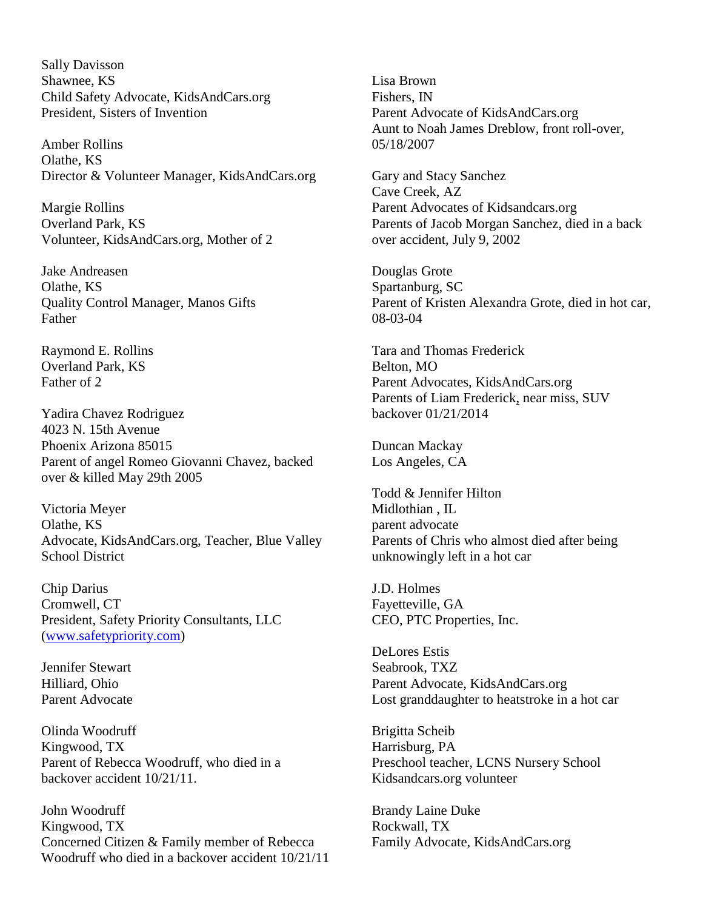Sally Davisson
Shawnee, KS
Child Safety Advocate, KidsAndCars.org
President, Sisters of Invention

Amber Rollins
Olathe, KS
Director & Volunteer Manager, KidsAndCars.org

Margie Rollins
Overland Park, KS
Volunteer, KidsAndCars.org, Mother of 2

Jake Andreasen
Olathe, KS
Quality Control Manager, Manos Gifts
Father

Raymond E. Rollins
Overland Park, KS
Father of 2

Yadira Chavez Rodriguez
4023 N. 15th Avenue
Phoenix Arizona 85015
Parent of angel Romeo Giovanni Chavez, backed over & killed May 29th 2005

Victoria Meyer
Olathe, KS
Advocate, KidsAndCars.org, Teacher, Blue Valley School District

Chip Darius
Cromwell, CT
President, Safety Priority Consultants, LLC
([www.safetypriority.com](http://www.safetypriority.com))

Jennifer Stewart
Hilliard, Ohio
Parent Advocate

Olinda Woodruff
Kingwood, TX
Parent of Rebecca Woodruff, who died in a backover accident 10/21/11.

John Woodruff
Kingwood, TX
Concerned Citizen & Family member of Rebecca Woodruff who died in a backover accident 10/21/11

Lisa Brown
Fishers, IN
Parent Advocate of KidsAndCars.org
Aunt to Noah James Dreblow, front roll-over, 05/18/2007

Gary and Stacy Sanchez
Cave Creek, AZ
Parent Advocates of Kidsandcars.org
Parents of Jacob Morgan Sanchez, died in a back over accident, July 9, 2002

Douglas Grote
Spartanburg, SC
Parent of Kristen Alexandra Grote, died in hot car, 08-03-04

Tara and Thomas Frederick
Belton, MO
Parent Advocates, KidsAndCars.org
Parents of Liam Frederick, near miss, SUV backover 01/21/2014

Duncan Mackay
Los Angeles, CA

Todd & Jennifer Hilton
Midlothian , IL
parent advocate
Parents of Chris who almost died after being unknowingly left in a hot car

J.D. Holmes
Fayetteville, GA
CEO, PTC Properties, Inc.

DeLores Estis
Seabrook, TXZ
Parent Advocate, KidsAndCars.org
Lost granddaughter to heatstroke in a hot car

Brigitta Scheib
Harrisburg, PA
Preschool teacher, LCNS Nursery School
Kidsandcars.org volunteer

Brandy Laine Duke
Rockwall, TX
Family Advocate, KidsAndCars.org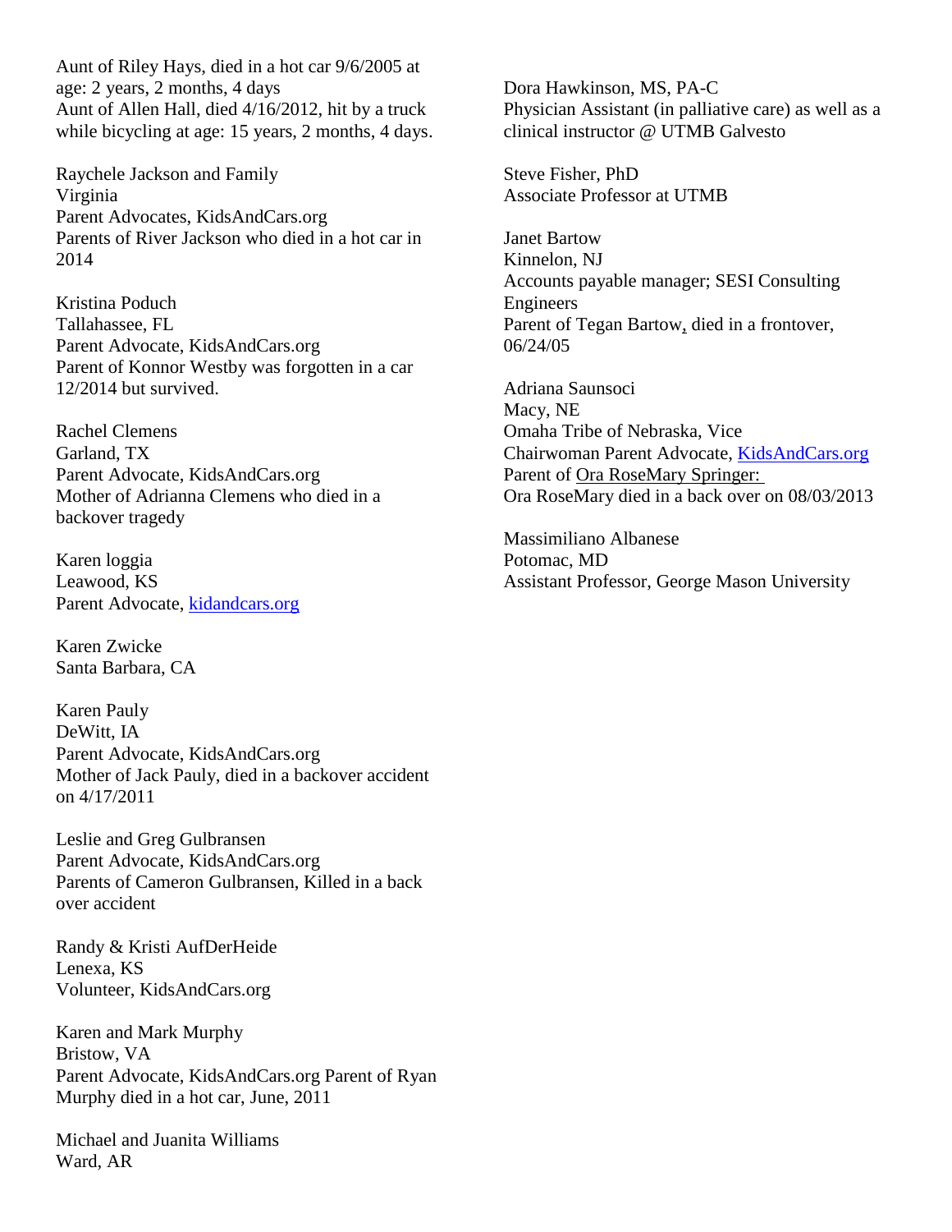Aunt of Riley Hays, died in a hot car 9/6/2005 at age: 2 years, 2 months, 4 days
Aunt of Allen Hall, died 4/16/2012, hit by a truck while bicycling at age: 15 years, 2 months, 4 days.

Raychele Jackson and Family
Virginia
Parent Advocates, KidsAndCars.org
Parents of River Jackson who died in a hot car in 2014

Kristina Poduch
Tallahassee, FL
Parent Advocate, KidsAndCars.org
Parent of Konnor Westby was forgotten in a car 12/2014 but survived.

Rachel Clemens
Garland, TX
Parent Advocate, KidsAndCars.org
Mother of Adrianna Clemens who died in a backover tragedy

Karen loggia
Leawood, KS
Parent Advocate, kidandcars.org

Karen Zwicke
Santa Barbara, CA

Karen Pauly
DeWitt, IA
Parent Advocate, KidsAndCars.org
Mother of Jack Pauly, died in a backover accident on 4/17/2011

Leslie and Greg Gulbransen
Parent Advocate, KidsAndCars.org
Parents of Cameron Gulbransen, Killed in a back over accident

Randy & Kristi AufDerHeide
Lenexa, KS
Volunteer, KidsAndCars.org

Karen and Mark Murphy
Bristow, VA
Parent Advocate, KidsAndCars.org Parent of Ryan Murphy died in a hot car, June, 2011

Michael and Juanita Williams
Ward, AR

Dora Hawkinson, MS, PA-C
Physician Assistant (in palliative care) as well as a clinical instructor @ UTMB Galvesto

Steve Fisher, PhD
Associate Professor at UTMB

Janet Bartow
Kinnelon, NJ
Accounts payable manager; SESI Consulting Engineers
Parent of Tegan Bartow, died in a frontover, 06/24/05

Adriana Saunsoci
Macy, NE
Omaha Tribe of Nebraska, Vice Chairwoman Parent Advocate, KidsAndCars.org
Parent of Ora RoseMary Springer:
Ora RoseMary died in a back over on 08/03/2013

Massimiliano Albanese
Potomac, MD
Assistant Professor, George Mason University